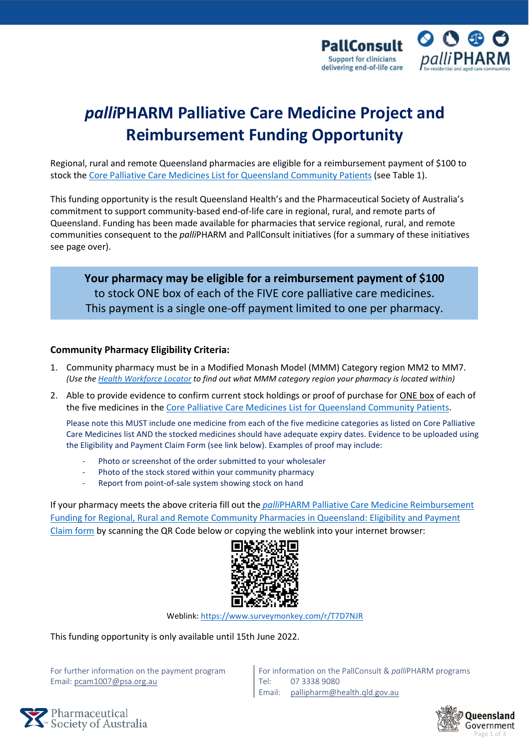# *palli*PHARM Palliative Care Medicine Project and Reimbursement Funding Opportunity

Regional, rural and remote Queensland pharmacies are eligible for a reimbursement payment of $100 to stock the Core Palliative Care Medicines List for Queensland Community Patients (see Table 1).

This funding opportunity is the result Queensland Health's and the Pharmaceutical Society of Australia's commitment to support community-based end-of-life care in regional, rural, and remote parts of Queensland. Funding has been made available for pharmacies that service regional, rural, and remote communities consequent to the *palli*PHARM and PallConsult initiatives (for a summary of these initiatives see page over).

> **Your pharmacy may be eligible for a reimbursement payment of $100**
> to stock ONE box of each of the FIVE core palliative care medicines.
> This payment is a single one-off payment limited to one per pharmacy.

### Community Pharmacy Eligibility Criteria:

1. Community pharmacy must be in a Modified Monash Model (MMM) Category region MM2 to MM7.
   *(Use the Health Workforce Locator to find out what MMM category region your pharmacy is located within)*
2. Able to provide evidence to confirm current stock holdings or proof of purchase for ONE box of each of the five medicines in the Core Palliative Care Medicines List for Queensland Community Patients.

   Please note this MUST include one medicine from each of the five medicine categories as listed on Core Palliative Care Medicines list AND the stocked medicines should have adequate expiry dates. Evidence to be uploaded using the Eligibility and Payment Claim Form (see link below). Examples of proof may include:

   - Photo or screenshot of the order submitted to your wholesaler
   - Photo of the stock stored within your community pharmacy
   - Report from point-of-sale system showing stock on hand

If your pharmacy meets the above criteria fill out the *palli*PHARM Palliative Care Medicine Reimbursement Funding for Regional, Rural and Remote Community Pharmacies in Queensland: Eligibility and Payment Claim form by scanning the QR Code below or copying the weblink into your internet browser:

Weblink: https://www.surveymonkey.com/r/T7D7NJR

This funding opportunity is only available until 15th June 2022.

For further information on the payment program
Email: pcam1007@psa.org.au

For information on the PallConsult & *palli*PHARM programs
Tel: 07 3338 9080
Email: pallipharm@health.qld.gov.au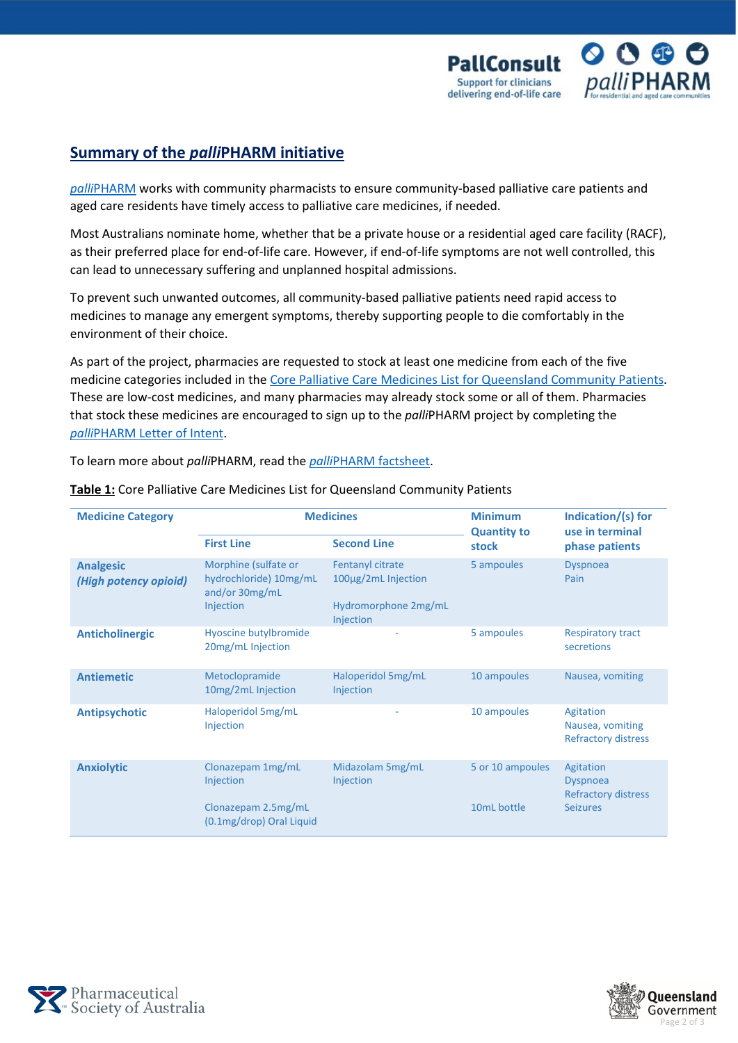## Summary of the *palli*PHARM initiative

*palli*PHARM works with community pharmacists to ensure community-based palliative care patients and aged care residents have timely access to palliative care medicines, if needed.

Most Australians nominate home, whether that be a private house or a residential aged care facility (RACF), as their preferred place for end-of-life care. However, if end-of-life symptoms are not well controlled, this can lead to unnecessary suffering and unplanned hospital admissions.

To prevent such unwanted outcomes, all community-based palliative patients need rapid access to medicines to manage any emergent symptoms, thereby supporting people to die comfortably in the environment of their choice.

As part of the project, pharmacies are requested to stock at least one medicine from each of the five medicine categories included in the Core Palliative Care Medicines List for Queensland Community Patients. These are low-cost medicines, and many pharmacies may already stock some or all of them. Pharmacies that stock these medicines are encouraged to sign up to the *palli*PHARM project by completing the *palli*PHARM Letter of Intent.

To learn more about *palli*PHARM, read the *palli*PHARM factsheet.

**Table 1:** Core Palliative Care Medicines List for Queensland Community Patients

| Medicine Category | Medicines | | Minimum Quantity to stock | Indication/(s) for use in terminal phase patients |
|---|---|---|---|---|
| | First Line | Second Line | | |
| **Analgesic** ***(High potency opioid)*** | Morphine (sulfate or hydrochloride) 10mg/mL and/or 30mg/mL Injection | Fentanyl citrate 100µg/2mL Injection<br><br>Hydromorphone 2mg/mL Injection | 5 ampoules | Dyspnoea<br>Pain |
| **Anticholinergic** | Hyoscine butylbromide 20mg/mL Injection | - | 5 ampoules | Respiratory tract secretions |
| **Antiemetic** | Metoclopramide 10mg/2mL Injection | Haloperidol 5mg/mL Injection | 10 ampoules | Nausea, vomiting |
| **Antipsychotic** | Haloperidol 5mg/mL Injection | - | 10 ampoules | Agitation<br>Nausea, vomiting<br>Refractory distress |
| **Anxiolytic** | Clonazepam 1mg/mL Injection<br><br>Clonazepam 2.5mg/mL (0.1mg/drop) Oral Liquid | Midazolam 5mg/mL Injection | 5 or 10 ampoules<br><br>10mL bottle | Agitation<br>Dyspnoea<br>Refractory distress<br>Seizures |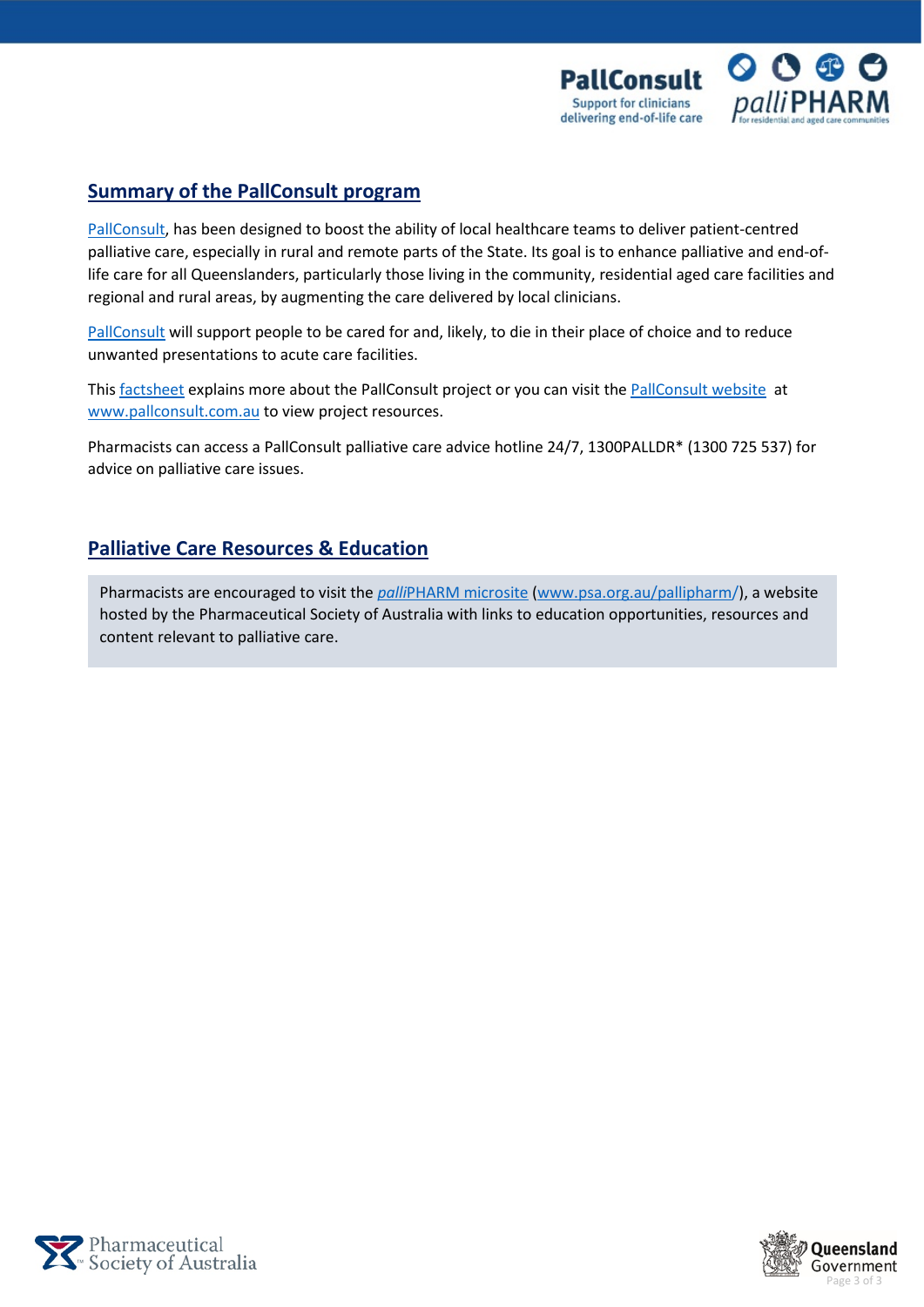## Summary of the PallConsult program

PallConsult, has been designed to boost the ability of local healthcare teams to deliver patient-centred palliative care, especially in rural and remote parts of the State. Its goal is to enhance palliative and end-of-life care for all Queenslanders, particularly those living in the community, residential aged care facilities and regional and rural areas, by augmenting the care delivered by local clinicians.

PallConsult will support people to be cared for and, likely, to die in their place of choice and to reduce unwanted presentations to acute care facilities.

This factsheet explains more about the PallConsult project or you can visit the PallConsult website at www.pallconsult.com.au to view project resources.

Pharmacists can access a PallConsult palliative care advice hotline 24/7, 1300PALLDR* (1300 725 537) for advice on palliative care issues.

## Palliative Care Resources & Education

Pharmacists are encouraged to visit the *palli*PHARM microsite (www.psa.org.au/pallipharm/), a website hosted by the Pharmaceutical Society of Australia with links to education opportunities, resources and content relevant to palliative care.